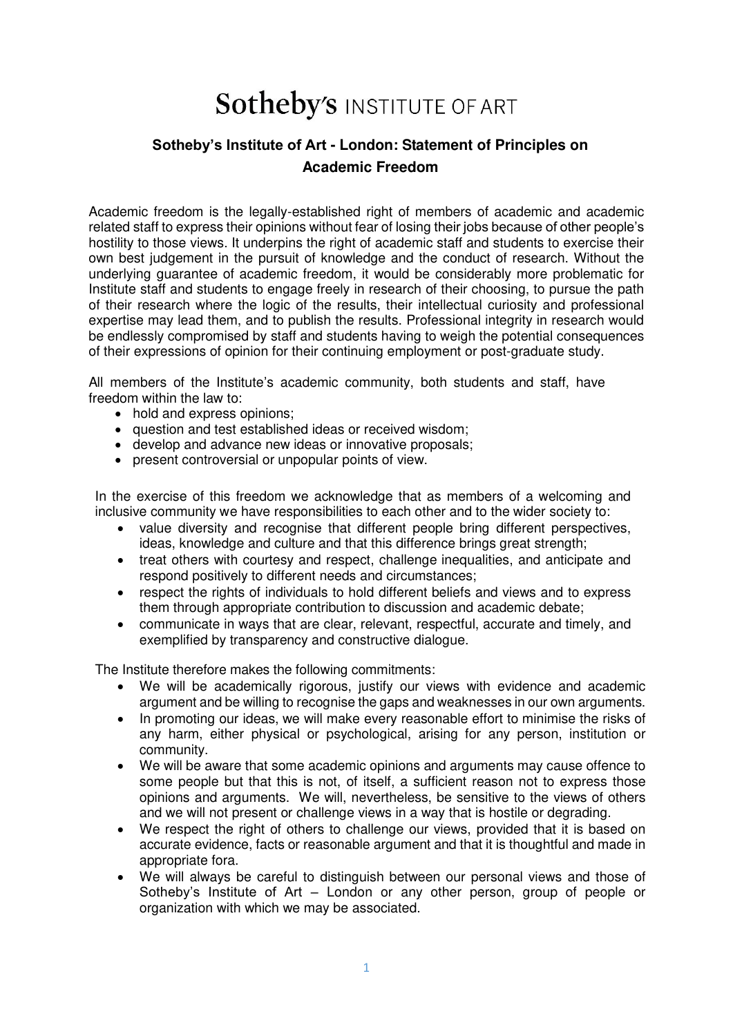# Sotheby's INSTITUTE OF ART

## Sotheby's Institute of Art - London: Statement of Principles on Academic Freedom

Academic freedom is the legally-established right of members of academic and academic related staff to express their opinions without fear of losing their jobs because of other people's hostility to those views. It underpins the right of academic staff and students to exercise their own best judgement in the pursuit of knowledge and the conduct of research. Without the underlying guarantee of academic freedom, it would be considerably more problematic for Institute staff and students to engage freely in research of their choosing, to pursue the path of their research where the logic of the results, their intellectual curiosity and professional expertise may lead them, and to publish the results. Professional integrity in research would be endlessly compromised by staff and students having to weigh the potential consequences of their expressions of opinion for their continuing employment or post-graduate study.

All members of the Institute's academic community, both students and staff, have freedom within the law to:

- hold and express opinions;
- question and test established ideas or received wisdom;
- develop and advance new ideas or innovative proposals;
- present controversial or unpopular points of view.

In the exercise of this freedom we acknowledge that as members of a welcoming and inclusive community we have responsibilities to each other and to the wider society to:

- value diversity and recognise that different people bring different perspectives, ideas, knowledge and culture and that this difference brings great strength;
- treat others with courtesy and respect, challenge inequalities, and anticipate and respond positively to different needs and circumstances;
- respect the rights of individuals to hold different beliefs and views and to express them through appropriate contribution to discussion and academic debate;
- communicate in ways that are clear, relevant, respectful, accurate and timely, and exemplified by transparency and constructive dialogue.

The Institute therefore makes the following commitments:

- We will be academically rigorous, justify our views with evidence and academic argument and be willing to recognise the gaps and weaknesses in our own arguments.
- In promoting our ideas, we will make every reasonable effort to minimise the risks of any harm, either physical or psychological, arising for any person, institution or community.
- We will be aware that some academic opinions and arguments may cause offence to some people but that this is not, of itself, a sufficient reason not to express those opinions and arguments. We will, nevertheless, be sensitive to the views of others and we will not present or challenge views in a way that is hostile or degrading.
- We respect the right of others to challenge our views, provided that it is based on accurate evidence, facts or reasonable argument and that it is thoughtful and made in appropriate fora.
- We will always be careful to distinguish between our personal views and those of Sotheby's Institute of Art – London or any other person, group of people or organization with which we may be associated.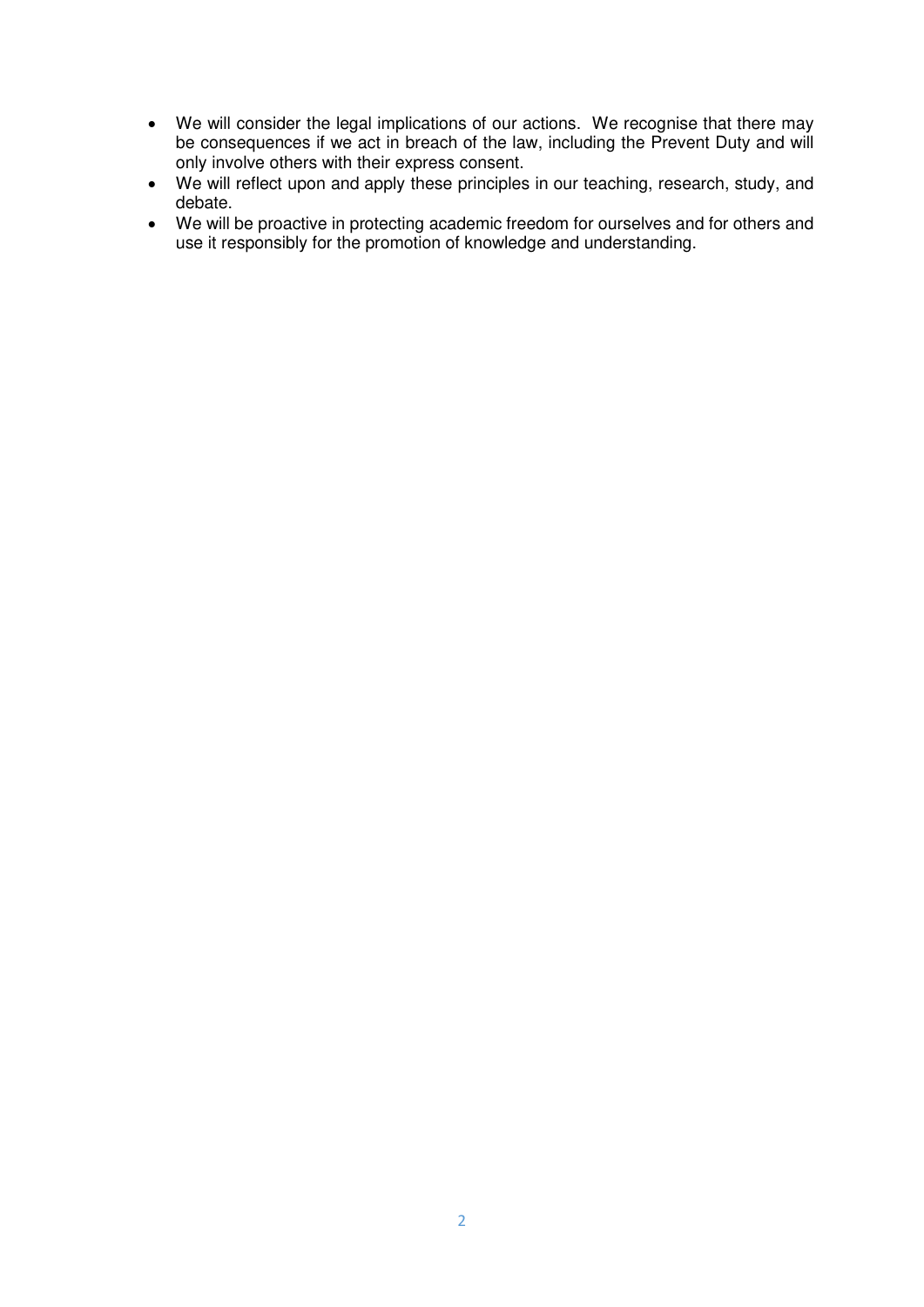- We will consider the legal implications of our actions. We recognise that there may be consequences if we act in breach of the law, including the Prevent Duty and will only involve others with their express consent.
- We will reflect upon and apply these principles in our teaching, research, study, and debate.
- We will be proactive in protecting academic freedom for ourselves and for others and use it responsibly for the promotion of knowledge and understanding.